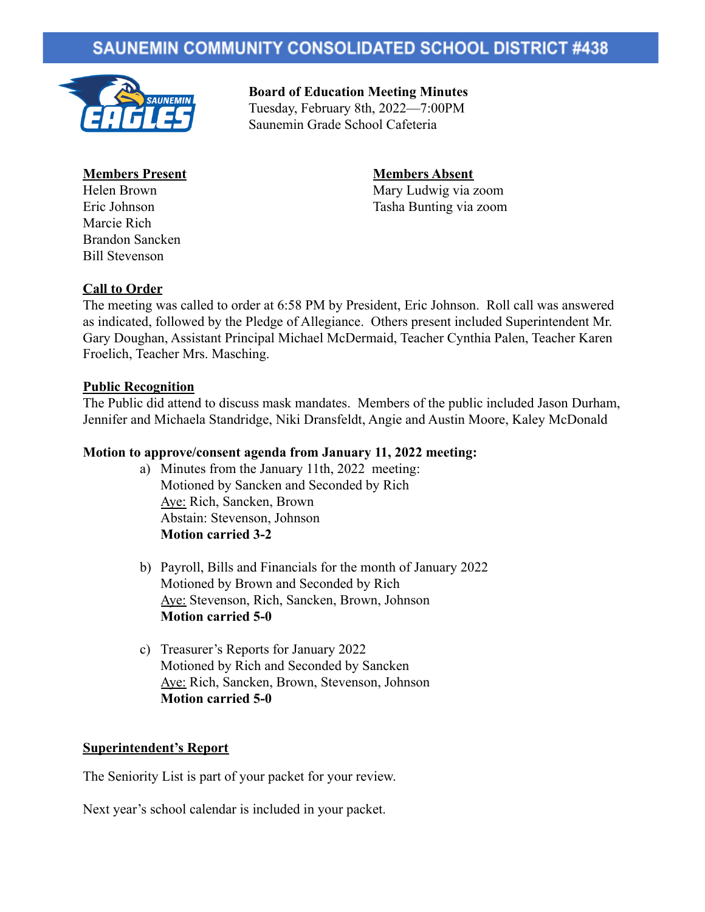# SAUNEMIN COMMUNITY CONSOLIDATED SCHOOL DISTRICT #438

**Board of Education Meeting Minutes**
Tuesday, February 8th, 2022—7:00PM
Saunemin Grade School Cafeteria

**Members Present**
Helen Brown
Eric Johnson
Marcie Rich
Brandon Sancken
Bill Stevenson

**Members Absent**
Mary Ludwig via zoom
Tasha Bunting via zoom

**Call to Order**
The meeting was called to order at 6:58 PM by President, Eric Johnson. Roll call was answered as indicated, followed by the Pledge of Allegiance. Others present included Superintendent Mr. Gary Doughan, Assistant Principal Michael McDermaid, Teacher Cynthia Palen, Teacher Karen Froelich, Teacher Mrs. Masching.

**Public Recognition**
The Public did attend to discuss mask mandates. Members of the public included Jason Durham, Jennifer and Michaela Standridge, Niki Dransfeldt, Angie and Austin Moore, Kaley McDonald

**Motion to approve/consent agenda from January 11, 2022 meeting:**

a) Minutes from the January 11th, 2022 meeting:
   Motioned by Sancken and Seconded by Rich
   Aye: Rich, Sancken, Brown
   Abstain: Stevenson, Johnson
   **Motion carried 3-2**

b) Payroll, Bills and Financials for the month of January 2022
   Motioned by Brown and Seconded by Rich
   Aye: Stevenson, Rich, Sancken, Brown, Johnson
   **Motion carried 5-0**

c) Treasurer's Reports for January 2022
   Motioned by Rich and Seconded by Sancken
   Aye: Rich, Sancken, Brown, Stevenson, Johnson
   **Motion carried 5-0**

**Superintendent's Report**

The Seniority List is part of your packet for your review.

Next year's school calendar is included in your packet.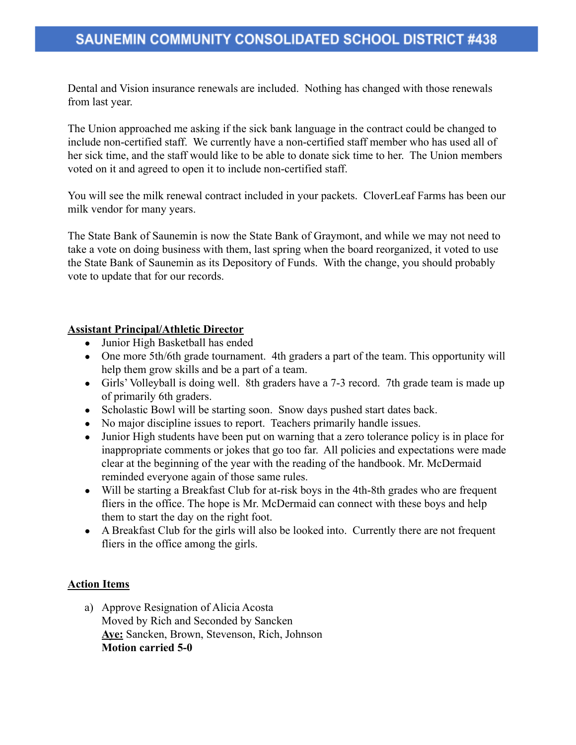Dental and Vision insurance renewals are included. Nothing has changed with those renewals from last year.

The Union approached me asking if the sick bank language in the contract could be changed to include non-certified staff. We currently have a non-certified staff member who has used all of her sick time, and the staff would like to be able to donate sick time to her. The Union members voted on it and agreed to open it to include non-certified staff.

You will see the milk renewal contract included in your packets. CloverLeaf Farms has been our milk vendor for many years.

The State Bank of Saunemin is now the State Bank of Graymont, and while we may not need to take a vote on doing business with them, last spring when the board reorganized, it voted to use the State Bank of Saunemin as its Depository of Funds. With the change, you should probably vote to update that for our records.

**Assistant Principal/Athletic Director**

- Junior High Basketball has ended
- One more 5th/6th grade tournament. 4th graders a part of the team. This opportunity will help them grow skills and be a part of a team.
- Girls' Volleyball is doing well. 8th graders have a 7-3 record. 7th grade team is made up of primarily 6th graders.
- Scholastic Bowl will be starting soon. Snow days pushed start dates back.
- No major discipline issues to report. Teachers primarily handle issues.
- Junior High students have been put on warning that a zero tolerance policy is in place for inappropriate comments or jokes that go too far. All policies and expectations were made clear at the beginning of the year with the reading of the handbook. Mr. McDermaid reminded everyone again of those same rules.
- Will be starting a Breakfast Club for at-risk boys in the 4th-8th grades who are frequent fliers in the office. The hope is Mr. McDermaid can connect with these boys and help them to start the day on the right foot.
- A Breakfast Club for the girls will also be looked into. Currently there are not frequent fliers in the office among the girls.

**Action Items**

a) Approve Resignation of Alicia Acosta
   Moved by Rich and Seconded by Sancken
   **Aye:** Sancken, Brown, Stevenson, Rich, Johnson
   **Motion carried 5-0**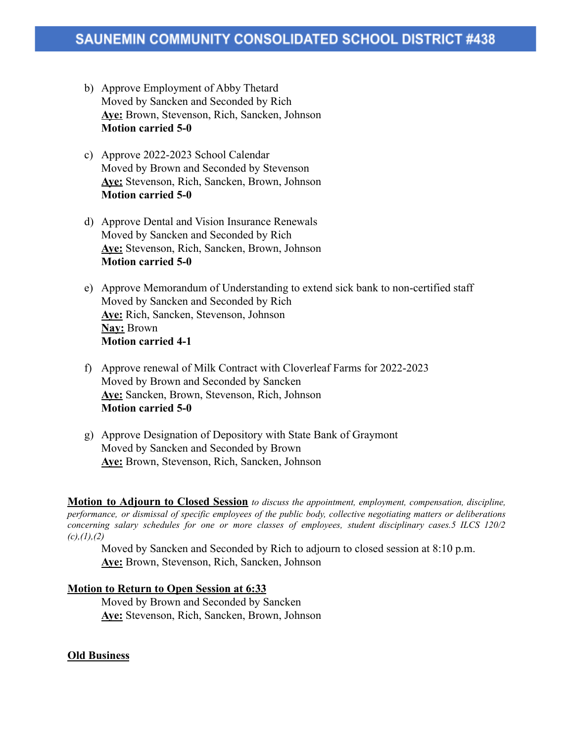b) Approve Employment of Abby Thetard
   Moved by Sancken and Seconded by Rich
   **Aye:** Brown, Stevenson, Rich, Sancken, Johnson
   **Motion carried 5-0**

c) Approve 2022-2023 School Calendar
   Moved by Brown and Seconded by Stevenson
   **Aye:** Stevenson, Rich, Sancken, Brown, Johnson
   **Motion carried 5-0**

d) Approve Dental and Vision Insurance Renewals
   Moved by Sancken and Seconded by Rich
   **Aye:** Stevenson, Rich, Sancken, Brown, Johnson
   **Motion carried 5-0**

e) Approve Memorandum of Understanding to extend sick bank to non-certified staff
   Moved by Sancken and Seconded by Rich
   **Aye:** Rich, Sancken, Stevenson, Johnson
   **Nay:** Brown
   **Motion carried 4-1**

f) Approve renewal of Milk Contract with Cloverleaf Farms for 2022-2023
   Moved by Brown and Seconded by Sancken
   **Aye:** Sancken, Brown, Stevenson, Rich, Johnson
   **Motion carried 5-0**

g) Approve Designation of Depository with State Bank of Graymont
   Moved by Sancken and Seconded by Brown
   **Aye:** Brown, Stevenson, Rich, Sancken, Johnson

**Motion to Adjourn to Closed Session** *to discuss the appointment, employment, compensation, discipline, performance, or dismissal of specific employees of the public body, collective negotiating matters or deliberations concerning salary schedules for one or more classes of employees, student disciplinary cases.5 ILCS 120/2 (c),(1),(2)*

Moved by Sancken and Seconded by Rich to adjourn to closed session at 8:10 p.m.
**Aye:** Brown, Stevenson, Rich, Sancken, Johnson

**Motion to Return to Open Session at 6:33**

Moved by Brown and Seconded by Sancken
**Aye:** Stevenson, Rich, Sancken, Brown, Johnson

**Old Business**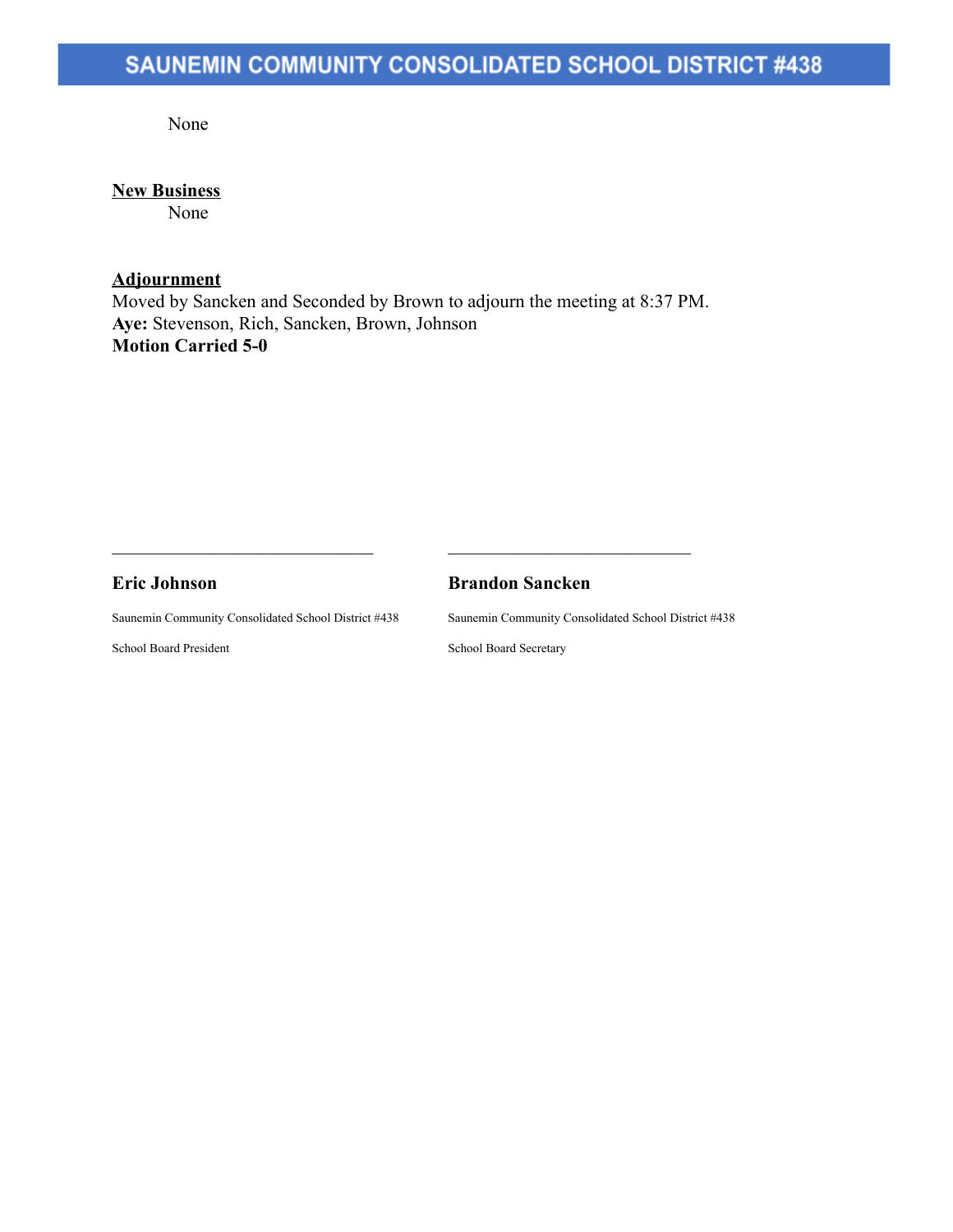None

**New Business**

None

**Adjournment**

Moved by Sancken and Seconded by Brown to adjourn the meeting at 8:37 PM.

**Aye:** Stevenson, Rich, Sancken, Brown, Johnson

**Motion Carried 5-0**

| | |
|---|---|
| ______________________________ | ______________________________ |
| **Eric Johnson** | **Brandon Sancken** |
| Saunemin Community Consolidated School District #438 | Saunemin Community Consolidated School District #438 |
| School Board President | School Board Secretary |